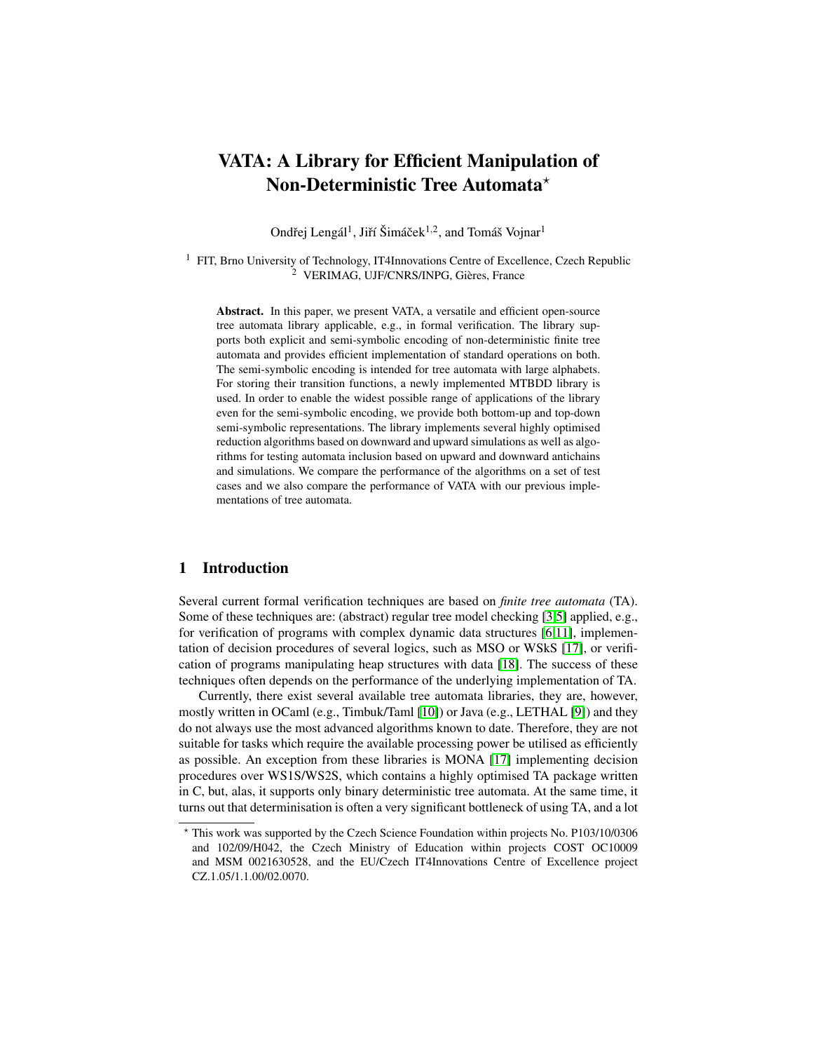# VATA: A Library for Efficient Manipulation of Non-Deterministic Tree Automata*

Ondřej Lengál[1], Jiří Šimáček[1,2], and Tomáš Vojnar[1]

[1] FIT, Brno University of Technology, IT4Innovations Centre of Excellence, Czech Republic
[2] VERIMAG, UJF/CNRS/INPG, Gières, France

**Abstract.** In this paper, we present VATA, a versatile and efficient open-source tree automata library applicable, e.g., in formal verification. The library supports both explicit and semi-symbolic encoding of non-deterministic finite tree automata and provides efficient implementation of standard operations on both. The semi-symbolic encoding is intended for tree automata with large alphabets. For storing their transition functions, a newly implemented MTBDD library is used. In order to enable the widest possible range of applications of the library even for the semi-symbolic encoding, we provide both bottom-up and top-down semi-symbolic representations. The library implements several highly optimised reduction algorithms based on downward and upward simulations as well as algorithms for testing automata inclusion based on upward and downward antichains and simulations. We compare the performance of the algorithms on a set of test cases and we also compare the performance of VATA with our previous implementations of tree automata.

## 1 Introduction

Several current formal verification techniques are based on *finite tree automata* (TA). Some of these techniques are: (abstract) regular tree model checking [3,5] applied, e.g., for verification of programs with complex dynamic data structures [6,11], implementation of decision procedures of several logics, such as MSO or WSkS [17], or verification of programs manipulating heap structures with data [18]. The success of these techniques often depends on the performance of the underlying implementation of TA.

Currently, there exist several available tree automata libraries, they are, however, mostly written in OCaml (e.g., Timbuk/Taml [10]) or Java (e.g., LETHAL [9]) and they do not always use the most advanced algorithms known to date. Therefore, they are not suitable for tasks which require the available processing power be utilised as efficiently as possible. An exception from these libraries is MONA [17] implementing decision procedures over WS1S/WS2S, which contains a highly optimised TA package written in C, but, alas, it supports only binary deterministic tree automata. At the same time, it turns out that determinisation is often a very significant bottleneck of using TA, and a lot

---

* This work was supported by the Czech Science Foundation within projects No. P103/10/0306 and 102/09/H042, the Czech Ministry of Education within projects COST OC10009 and MSM 0021630528, and the EU/Czech IT4Innovations Centre of Excellence project CZ.1.05/1.1.00/02.0070.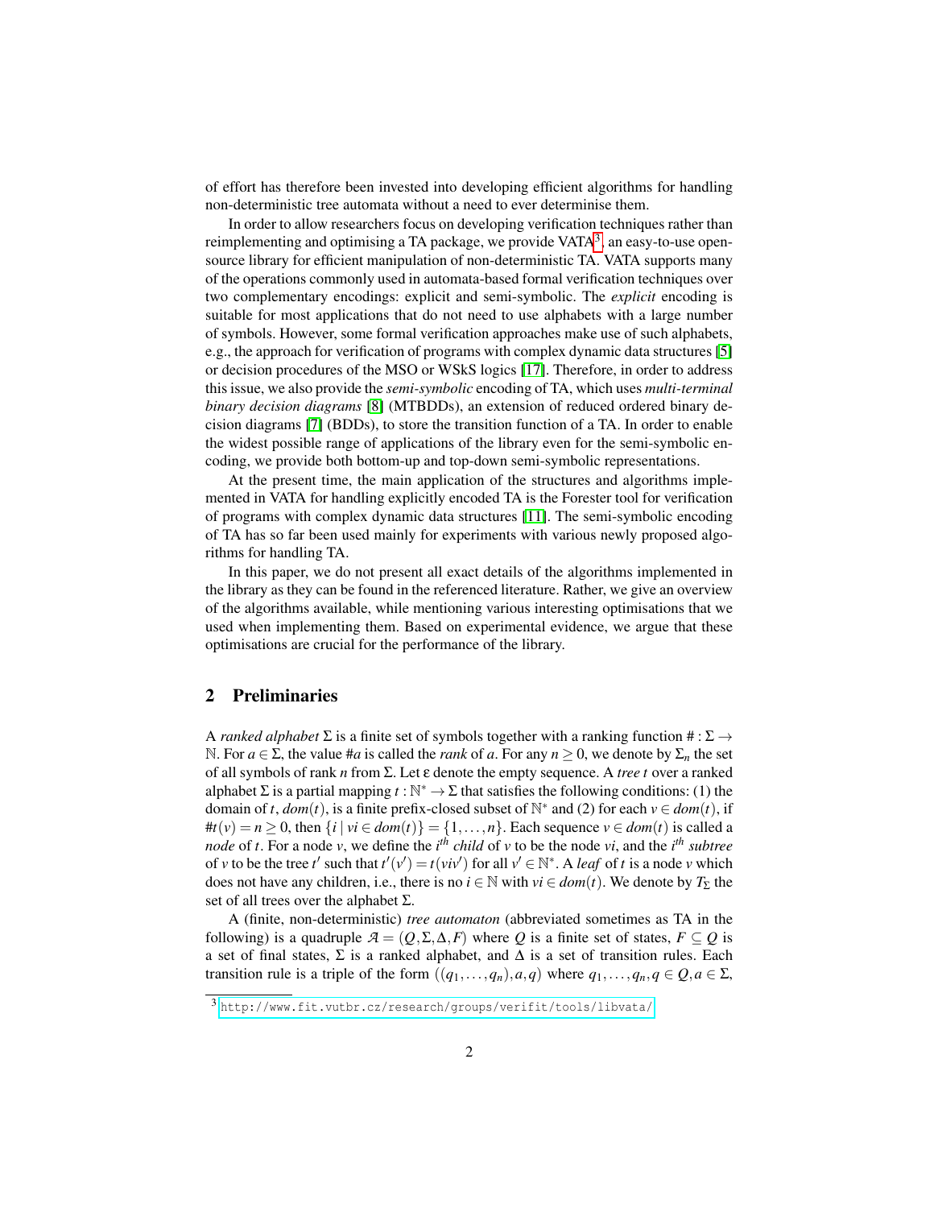of effort has therefore been invested into developing efficient algorithms for handling non-deterministic tree automata without a need to ever determinise them.

In order to allow researchers focus on developing verification techniques rather than reimplementing and optimising a TA package, we provide VATA[3], an easy-to-use open-source library for efficient manipulation of non-deterministic TA. VATA supports many of the operations commonly used in automata-based formal verification techniques over two complementary encodings: explicit and semi-symbolic. The *explicit* encoding is suitable for most applications that do not need to use alphabets with a large number of symbols. However, some formal verification approaches make use of such alphabets, e.g., the approach for verification of programs with complex dynamic data structures [5] or decision procedures of the MSO or WSkS logics [17]. Therefore, in order to address this issue, we also provide the *semi-symbolic* encoding of TA, which uses *multi-terminal binary decision diagrams* [8] (MTBDDs), an extension of reduced ordered binary decision diagrams [7] (BDDs), to store the transition function of a TA. In order to enable the widest possible range of applications of the library even for the semi-symbolic encoding, we provide both bottom-up and top-down semi-symbolic representations.

At the present time, the main application of the structures and algorithms implemented in VATA for handling explicitly encoded TA is the Forester tool for verification of programs with complex dynamic data structures [11]. The semi-symbolic encoding of TA has so far been used mainly for experiments with various newly proposed algorithms for handling TA.

In this paper, we do not present all exact details of the algorithms implemented in the library as they can be found in the referenced literature. Rather, we give an overview of the algorithms available, while mentioning various interesting optimisations that we used when implementing them. Based on experimental evidence, we argue that these optimisations are crucial for the performance of the library.

## 2 Preliminaries

A *ranked alphabet* $\Sigma$ is a finite set of symbols together with a ranking function $\# : \Sigma \to \mathbb{N}$. For $a \in \Sigma$, the value $\#a$ is called the *rank* of $a$. For any $n \geq 0$, we denote by $\Sigma_n$ the set of all symbols of rank $n$ from $\Sigma$. Let $\varepsilon$ denote the empty sequence. A *tree* $t$ over a ranked alphabet $\Sigma$ is a partial mapping $t : \mathbb{N}^* \to \Sigma$ that satisfies the following conditions: (1) the domain of $t$, $dom(t)$, is a finite prefix-closed subset of $\mathbb{N}^*$ and (2) for each $v \in dom(t)$, if $\#t(v) = n \geq 0$, then $\{i \mid vi \in dom(t)\} = \{1, \ldots, n\}$. Each sequence $v \in dom(t)$ is called a *node* of $t$. For a node $v$, we define the $i^{th}$ *child* of $v$ to be the node $vi$, and the $i^{th}$ *subtree* of $v$ to be the tree $t'$ such that $t'(v') = t(viv')$ for all $v' \in \mathbb{N}^*$. A *leaf* of $t$ is a node $v$ which does not have any children, i.e., there is no $i \in \mathbb{N}$ with $vi \in dom(t)$. We denote by $T_\Sigma$ the set of all trees over the alphabet $\Sigma$.

A (finite, non-deterministic) *tree automaton* (abbreviated sometimes as TA in the following) is a quadruple $\mathcal{A} = (Q, \Sigma, \Delta, F)$ where $Q$ is a finite set of states, $F \subseteq Q$ is a set of final states, $\Sigma$ is a ranked alphabet, and $\Delta$ is a set of transition rules. Each transition rule is a triple of the form $((q_1, \ldots, q_n), a, q)$ where $q_1, \ldots, q_n, q \in Q, a \in \Sigma$,

[3] http://www.fit.vutbr.cz/research/groups/verifit/tools/libvata/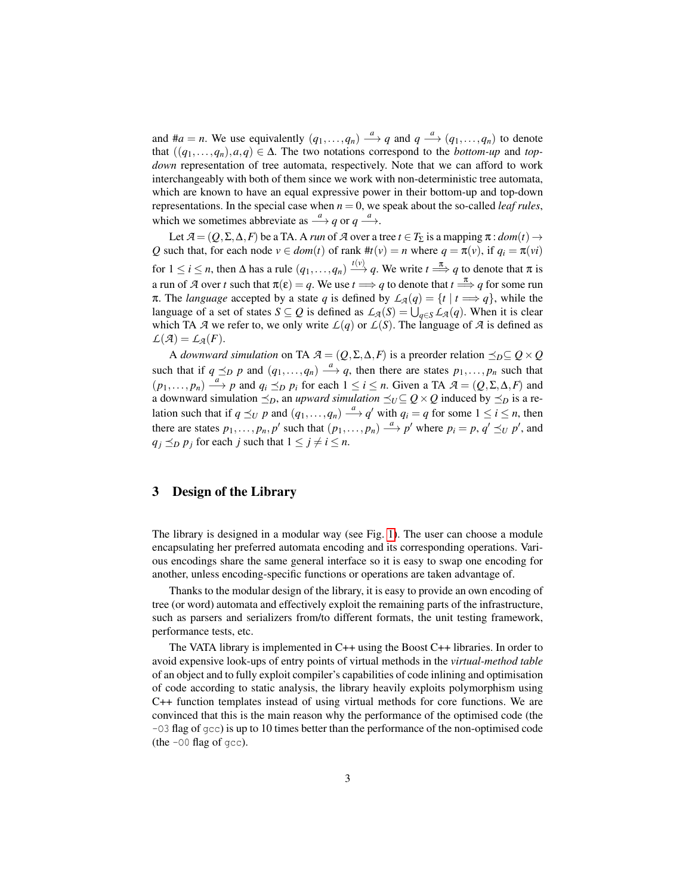and $\#a = n$. We use equivalently $(q_1,\dots,q_n) \xrightarrow{a} q$ and $q \xrightarrow{a} (q_1,\dots,q_n)$ to denote that $((q_1,\dots,q_n),a,q) \in \Delta$. The two notations correspond to the *bottom-up* and *top-down* representation of tree automata, respectively. Note that we can afford to work interchangeably with both of them since we work with non-deterministic tree automata, which are known to have an equal expressive power in their bottom-up and top-down representations. In the special case when $n = 0$, we speak about the so-called *leaf rules*, which we sometimes abbreviate as $\xrightarrow{a} q$ or $q \xrightarrow{a}$.

Let $\mathcal{A} = (Q,\Sigma,\Delta,F)$ be a TA. A *run* of $\mathcal{A}$ over a tree $t \in T_\Sigma$ is a mapping $\pi : dom(t) \to Q$ such that, for each node $v \in dom(t)$ of rank $\#t(v) = n$ where $q = \pi(v)$, if $q_i = \pi(vi)$ for $1 \le i \le n$, then $\Delta$ has a rule $(q_1,\dots,q_n) \xrightarrow{t(v)} q$. We write $t \stackrel{\pi}{\Longrightarrow} q$ to denote that $\pi$ is a run of $\mathcal{A}$ over $t$ such that $\pi(\varepsilon) = q$. We use $t \Longrightarrow q$ to denote that $t \stackrel{\pi}{\Longrightarrow} q$ for some run $\pi$. The *language* accepted by a state $q$ is defined by $\mathcal{L}_\mathcal{A}(q) = \{t \mid t \Longrightarrow q\}$, while the language of a set of states $S \subseteq Q$ is defined as $\mathcal{L}_\mathcal{A}(S) = \bigcup_{q\in S} \mathcal{L}_\mathcal{A}(q)$. When it is clear which TA $\mathcal{A}$ we refer to, we only write $\mathcal{L}(q)$ or $\mathcal{L}(S)$. The language of $\mathcal{A}$ is defined as $\mathcal{L}(\mathcal{A}) = \mathcal{L}_\mathcal{A}(F)$.

A *downward simulation* on TA $\mathcal{A} = (Q,\Sigma,\Delta,F)$ is a preorder relation $\preceq_D \subseteq Q \times Q$ such that if $q \preceq_D p$ and $(q_1,\dots,q_n) \xrightarrow{a} q$, then there are states $p_1,\dots,p_n$ such that $(p_1,\dots,p_n) \xrightarrow{a} p$ and $q_i \preceq_D p_i$ for each $1 \le i \le n$. Given a TA $\mathcal{A} = (Q,\Sigma,\Delta,F)$ and a downward simulation $\preceq_D$, an *upward simulation* $\preceq_U \subseteq Q \times Q$ induced by $\preceq_D$ is a relation such that if $q \preceq_U p$ and $(q_1,\dots,q_n) \xrightarrow{a} q'$ with $q_i = q$ for some $1 \le i \le n$, then there are states $p_1,\dots,p_n,p'$ such that $(p_1,\dots,p_n) \xrightarrow{a} p'$ where $p_i = p$, $q' \preceq_U p'$, and $q_j \preceq_D p_j$ for each $j$ such that $1 \le j \ne i \le n$.

## 3 Design of the Library

The library is designed in a modular way (see Fig. 1). The user can choose a module encapsulating her preferred automata encoding and its corresponding operations. Various encodings share the same general interface so it is easy to swap one encoding for another, unless encoding-specific functions or operations are taken advantage of.

Thanks to the modular design of the library, it is easy to provide an own encoding of tree (or word) automata and effectively exploit the remaining parts of the infrastructure, such as parsers and serializers from/to different formats, the unit testing framework, performance tests, etc.

The VATA library is implemented in C++ using the Boost C++ libraries. In order to avoid expensive look-ups of entry points of virtual methods in the *virtual-method table* of an object and to fully exploit compiler's capabilities of code inlining and optimisation of code according to static analysis, the library heavily exploits polymorphism using C++ function templates instead of using virtual methods for core functions. We are convinced that this is the main reason why the performance of the optimised code (the `-O3` flag of `gcc`) is up to 10 times better than the performance of the non-optimised code (the `-O0` flag of `gcc`).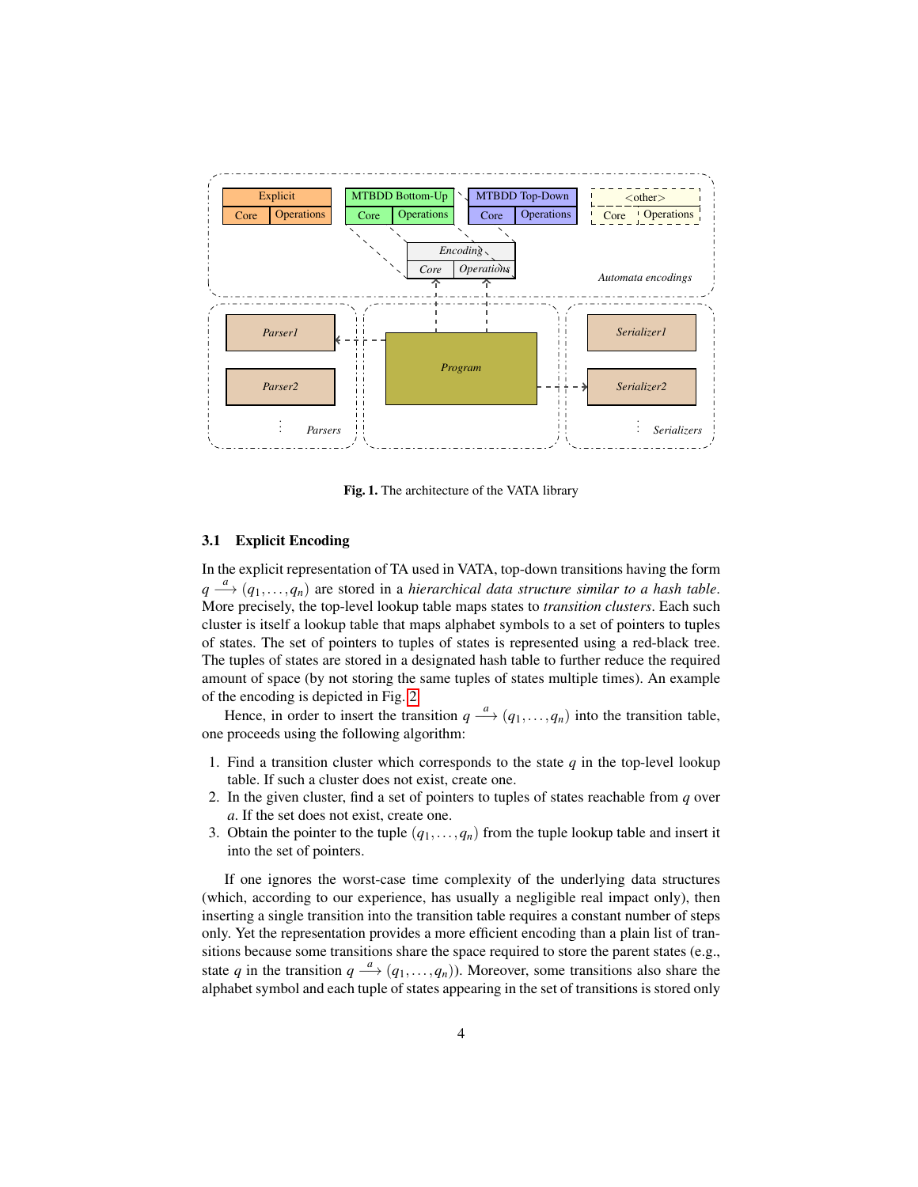Fig. 1. The architecture of the VATA library

### 3.1 Explicit Encoding

In the explicit representation of TA used in VATA, top-down transitions having the form $q \xrightarrow{a} (q_1, \ldots, q_n)$ are stored in a *hierarchical data structure similar to a hash table*. More precisely, the top-level lookup table maps states to *transition clusters*. Each such cluster is itself a lookup table that maps alphabet symbols to a set of pointers to tuples of states. The set of pointers to tuples of states is represented using a red-black tree. The tuples of states are stored in a designated hash table to further reduce the required amount of space (by not storing the same tuples of states multiple times). An example of the encoding is depicted in Fig. 2.

Hence, in order to insert the transition $q \xrightarrow{a} (q_1, \ldots, q_n)$ into the transition table, one proceeds using the following algorithm:

1. Find a transition cluster which corresponds to the state $q$ in the top-level lookup table. If such a cluster does not exist, create one.
2. In the given cluster, find a set of pointers to tuples of states reachable from $q$ over $a$. If the set does not exist, create one.
3. Obtain the pointer to the tuple $(q_1, \ldots, q_n)$ from the tuple lookup table and insert it into the set of pointers.

If one ignores the worst-case time complexity of the underlying data structures (which, according to our experience, has usually a negligible real impact only), then inserting a single transition into the transition table requires a constant number of steps only. Yet the representation provides a more efficient encoding than a plain list of transitions because some transitions share the space required to store the parent states (e.g., state $q$ in the transition $q \xrightarrow{a} (q_1, \ldots, q_n)$). Moreover, some transitions also share the alphabet symbol and each tuple of states appearing in the set of transitions is stored only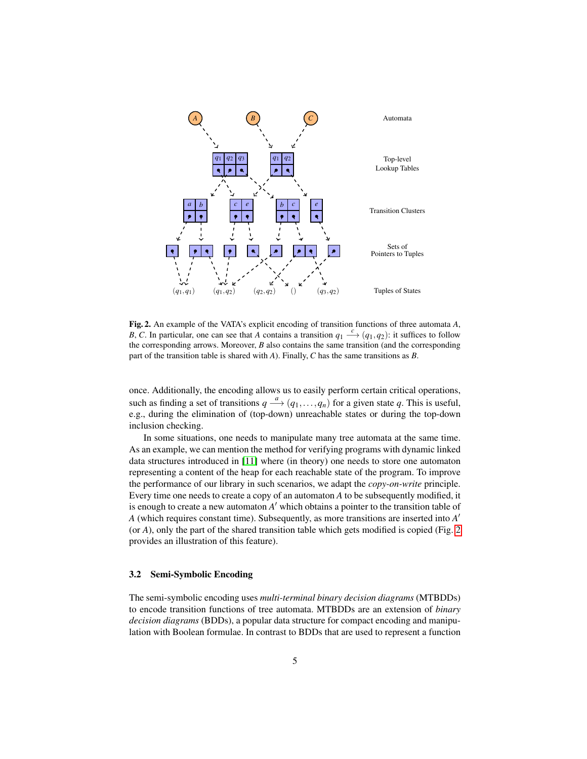Fig. 2. An example of the VATA's explicit encoding of transition functions of three automata $A$, $B$, $C$. In particular, one can see that $A$ contains a transition $q_1 \xrightarrow{c} (q_1, q_2)$: it suffices to follow the corresponding arrows. Moreover, $B$ also contains the same transition (and the corresponding part of the transition table is shared with $A$). Finally, $C$ has the same transitions as $B$.

once. Additionally, the encoding allows us to easily perform certain critical operations, such as finding a set of transitions $q \xrightarrow{a} (q_1, \ldots, q_n)$ for a given state $q$. This is useful, e.g., during the elimination of (top-down) unreachable states or during the top-down inclusion checking.

In some situations, one needs to manipulate many tree automata at the same time. As an example, we can mention the method for verifying programs with dynamic linked data structures introduced in [11] where (in theory) one needs to store one automaton representing a content of the heap for each reachable state of the program. To improve the performance of our library in such scenarios, we adapt the *copy-on-write* principle. Every time one needs to create a copy of an automaton $A$ to be subsequently modified, it is enough to create a new automaton $A'$ which obtains a pointer to the transition table of $A$ (which requires constant time). Subsequently, as more transitions are inserted into $A'$ (or $A$), only the part of the shared transition table which gets modified is copied (Fig. 2 provides an illustration of this feature).

### 3.2 Semi-Symbolic Encoding

The semi-symbolic encoding uses *multi-terminal binary decision diagrams* (MTBDDs) to encode transition functions of tree automata. MTBDDs are an extension of *binary decision diagrams* (BDDs), a popular data structure for compact encoding and manipulation with Boolean formulae. In contrast to BDDs that are used to represent a function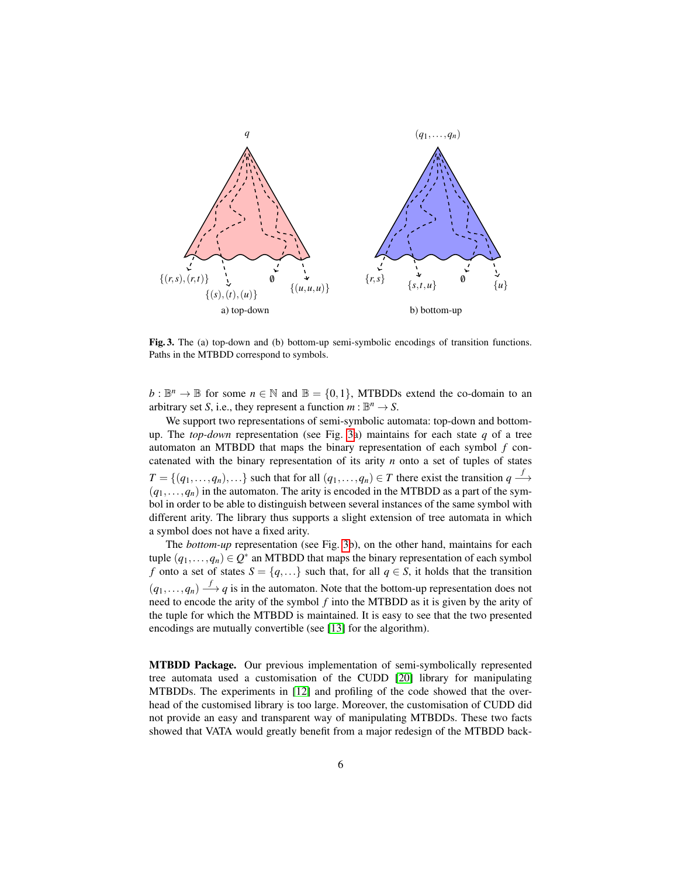**Fig. 3.** The (a) top-down and (b) bottom-up semi-symbolic encodings of transition functions. Paths in the MTBDD correspond to symbols.

$b : \mathbb{B}^n \to \mathbb{B}$ for some $n \in \mathbb{N}$ and $\mathbb{B} = \{0, 1\}$, MTBDDs extend the co-domain to an arbitrary set $S$, i.e., they represent a function $m : \mathbb{B}^n \to S$.

We support two representations of semi-symbolic automata: top-down and bottom-up. The *top-down* representation (see Fig. 3a) maintains for each state $q$ of a tree automaton an MTBDD that maps the binary representation of each symbol $f$ concatenated with the binary representation of its arity $n$ onto a set of tuples of states $T = \{(q_1, \ldots, q_n), \ldots\}$ such that for all $(q_1, \ldots, q_n) \in T$ there exist the transition $q \xrightarrow{f} (q_1, \ldots, q_n)$ in the automaton. The arity is encoded in the MTBDD as a part of the symbol in order to be able to distinguish between several instances of the same symbol with different arity. The library thus supports a slight extension of tree automata in which a symbol does not have a fixed arity.

The *bottom-up* representation (see Fig. 3b), on the other hand, maintains for each tuple $(q_1, \ldots, q_n) \in Q^*$ an MTBDD that maps the binary representation of each symbol $f$ onto a set of states $S = \{q, \ldots\}$ such that, for all $q \in S$, it holds that the transition $(q_1, \ldots, q_n) \xrightarrow{f} q$ is in the automaton. Note that the bottom-up representation does not need to encode the arity of the symbol $f$ into the MTBDD as it is given by the arity of the tuple for which the MTBDD is maintained. It is easy to see that the two presented encodings are mutually convertible (see [13] for the algorithm).

**MTBDD Package.** Our previous implementation of semi-symbolically represented tree automata used a customisation of the CUDD [20] library for manipulating MTBDDs. The experiments in [12] and profiling of the code showed that the overhead of the customised library is too large. Moreover, the customisation of CUDD did not provide an easy and transparent way of manipulating MTBDDs. These two facts showed that VATA would greatly benefit from a major redesign of the MTBDD back-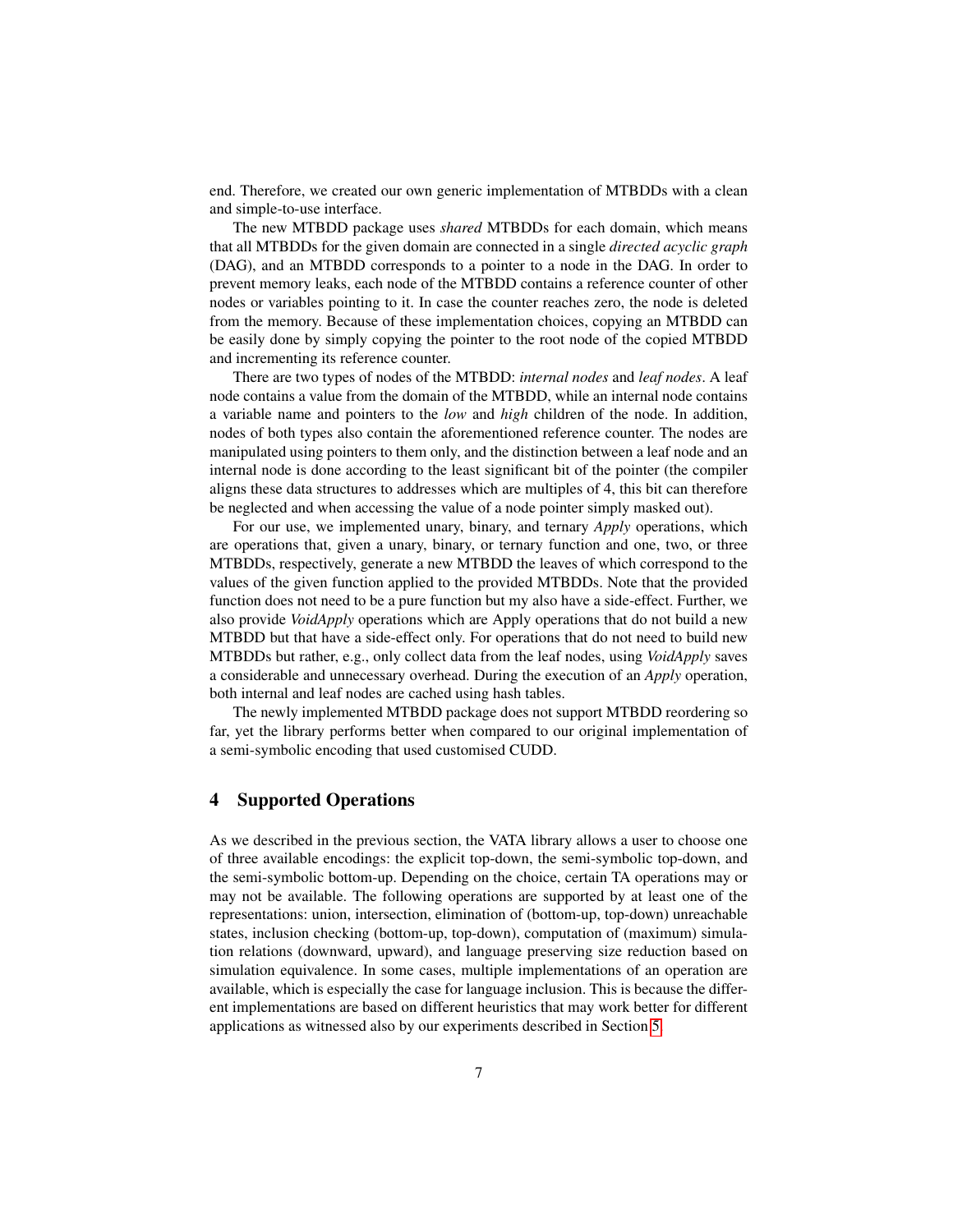end. Therefore, we created our own generic implementation of MTBDDs with a clean and simple-to-use interface.

The new MTBDD package uses *shared* MTBDDs for each domain, which means that all MTBDDs for the given domain are connected in a single *directed acyclic graph* (DAG), and an MTBDD corresponds to a pointer to a node in the DAG. In order to prevent memory leaks, each node of the MTBDD contains a reference counter of other nodes or variables pointing to it. In case the counter reaches zero, the node is deleted from the memory. Because of these implementation choices, copying an MTBDD can be easily done by simply copying the pointer to the root node of the copied MTBDD and incrementing its reference counter.

There are two types of nodes of the MTBDD: *internal nodes* and *leaf nodes*. A leaf node contains a value from the domain of the MTBDD, while an internal node contains a variable name and pointers to the *low* and *high* children of the node. In addition, nodes of both types also contain the aforementioned reference counter. The nodes are manipulated using pointers to them only, and the distinction between a leaf node and an internal node is done according to the least significant bit of the pointer (the compiler aligns these data structures to addresses which are multiples of 4, this bit can therefore be neglected and when accessing the value of a node pointer simply masked out).

For our use, we implemented unary, binary, and ternary *Apply* operations, which are operations that, given a unary, binary, or ternary function and one, two, or three MTBDDs, respectively, generate a new MTBDD the leaves of which correspond to the values of the given function applied to the provided MTBDDs. Note that the provided function does not need to be a pure function but my also have a side-effect. Further, we also provide *VoidApply* operations which are Apply operations that do not build a new MTBDD but that have a side-effect only. For operations that do not need to build new MTBDDs but rather, e.g., only collect data from the leaf nodes, using *VoidApply* saves a considerable and unnecessary overhead. During the execution of an *Apply* operation, both internal and leaf nodes are cached using hash tables.

The newly implemented MTBDD package does not support MTBDD reordering so far, yet the library performs better when compared to our original implementation of a semi-symbolic encoding that used customised CUDD.

## 4 Supported Operations

As we described in the previous section, the VATA library allows a user to choose one of three available encodings: the explicit top-down, the semi-symbolic top-down, and the semi-symbolic bottom-up. Depending on the choice, certain TA operations may or may not be available. The following operations are supported by at least one of the representations: union, intersection, elimination of (bottom-up, top-down) unreachable states, inclusion checking (bottom-up, top-down), computation of (maximum) simulation relations (downward, upward), and language preserving size reduction based on simulation equivalence. In some cases, multiple implementations of an operation are available, which is especially the case for language inclusion. This is because the different implementations are based on different heuristics that may work better for different applications as witnessed also by our experiments described in Section 5.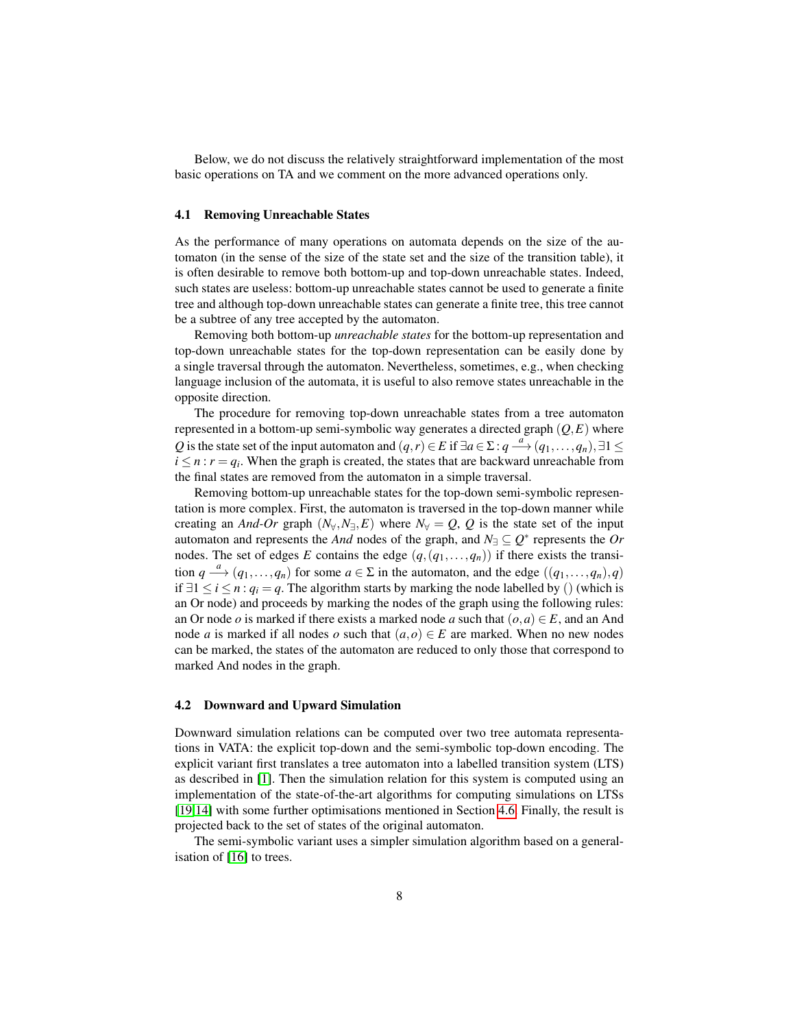Below, we do not discuss the relatively straightforward implementation of the most basic operations on TA and we comment on the more advanced operations only.

### 4.1 Removing Unreachable States

As the performance of many operations on automata depends on the size of the automaton (in the sense of the size of the state set and the size of the transition table), it is often desirable to remove both bottom-up and top-down unreachable states. Indeed, such states are useless: bottom-up unreachable states cannot be used to generate a finite tree and although top-down unreachable states can generate a finite tree, this tree cannot be a subtree of any tree accepted by the automaton.

Removing both bottom-up *unreachable states* for the bottom-up representation and top-down unreachable states for the top-down representation can be easily done by a single traversal through the automaton. Nevertheless, sometimes, e.g., when checking language inclusion of the automata, it is useful to also remove states unreachable in the opposite direction.

The procedure for removing top-down unreachable states from a tree automaton represented in a bottom-up semi-symbolic way generates a directed graph $(Q,E)$ where $Q$ is the state set of the input automaton and $(q,r) \in E$ if $\exists a \in \Sigma : q \xrightarrow{a} (q_1,\ldots,q_n), \exists 1 \leq i \leq n : r = q_i$. When the graph is created, the states that are backward unreachable from the final states are removed from the automaton in a simple traversal.

Removing bottom-up unreachable states for the top-down semi-symbolic representation is more complex. First, the automaton is traversed in the top-down manner while creating an *And-Or* graph $(N_\forall, N_\exists, E)$ where $N_\forall = Q$, $Q$ is the state set of the input automaton and represents the *And* nodes of the graph, and $N_\exists \subseteq Q^*$ represents the *Or* nodes. The set of edges $E$ contains the edge $(q,(q_1,\ldots,q_n))$ if there exists the transition $q \xrightarrow{a} (q_1,\ldots,q_n)$ for some $a \in \Sigma$ in the automaton, and the edge $((q_1,\ldots,q_n),q)$ if $\exists 1 \leq i \leq n : q_i = q$. The algorithm starts by marking the node labelled by $()$ (which is an Or node) and proceeds by marking the nodes of the graph using the following rules: an Or node $o$ is marked if there exists a marked node $a$ such that $(o,a) \in E$, and an And node $a$ is marked if all nodes $o$ such that $(a,o) \in E$ are marked. When no new nodes can be marked, the states of the automaton are reduced to only those that correspond to marked And nodes in the graph.

### 4.2 Downward and Upward Simulation

Downward simulation relations can be computed over two tree automata representations in VATA: the explicit top-down and the semi-symbolic top-down encoding. The explicit variant first translates a tree automaton into a labelled transition system (LTS) as described in [1]. Then the simulation relation for this system is computed using an implementation of the state-of-the-art algorithms for computing simulations on LTSs [19,14] with some further optimisations mentioned in Section 4.6. Finally, the result is projected back to the set of states of the original automaton.

The semi-symbolic variant uses a simpler simulation algorithm based on a generalisation of [16] to trees.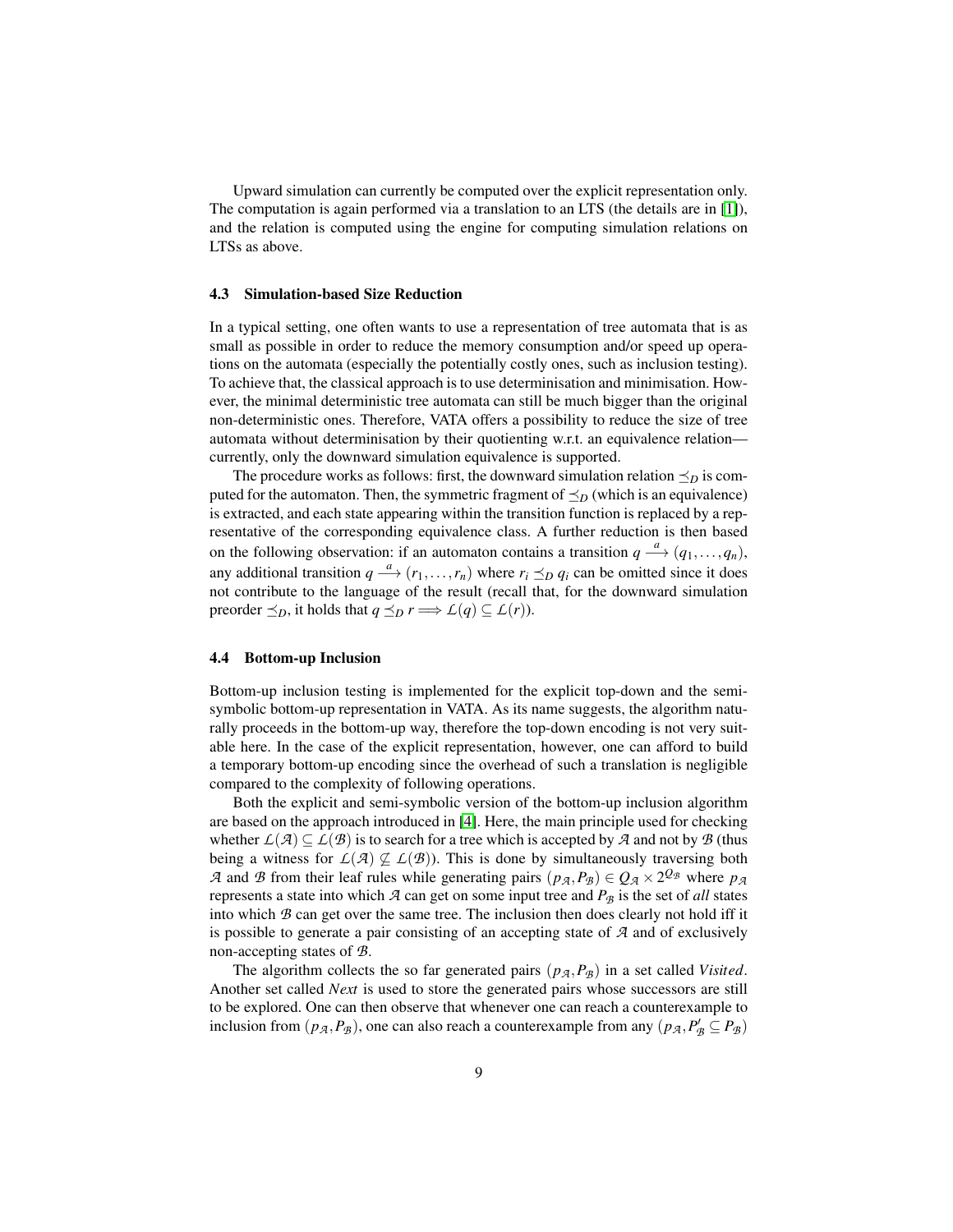Upward simulation can currently be computed over the explicit representation only. The computation is again performed via a translation to an LTS (the details are in [1]), and the relation is computed using the engine for computing simulation relations on LTSs as above.

### 4.3 Simulation-based Size Reduction

In a typical setting, one often wants to use a representation of tree automata that is as small as possible in order to reduce the memory consumption and/or speed up operations on the automata (especially the potentially costly ones, such as inclusion testing). To achieve that, the classical approach is to use determinisation and minimisation. However, the minimal deterministic tree automata can still be much bigger than the original non-deterministic ones. Therefore, VATA offers a possibility to reduce the size of tree automata without determinisation by their quotienting w.r.t. an equivalence relation—currently, only the downward simulation equivalence is supported.

The procedure works as follows: first, the downward simulation relation $\preceq_D$ is computed for the automaton. Then, the symmetric fragment of $\preceq_D$ (which is an equivalence) is extracted, and each state appearing within the transition function is replaced by a representative of the corresponding equivalence class. A further reduction is then based on the following observation: if an automaton contains a transition $q \xrightarrow{a} (q_1, \ldots, q_n)$, any additional transition $q \xrightarrow{a} (r_1, \ldots, r_n)$ where $r_i \preceq_D q_i$ can be omitted since it does not contribute to the language of the result (recall that, for the downward simulation preorder $\preceq_D$, it holds that $q \preceq_D r \Longrightarrow \mathcal{L}(q) \subseteq \mathcal{L}(r)$).

### 4.4 Bottom-up Inclusion

Bottom-up inclusion testing is implemented for the explicit top-down and the semi-symbolic bottom-up representation in VATA. As its name suggests, the algorithm naturally proceeds in the bottom-up way, therefore the top-down encoding is not very suitable here. In the case of the explicit representation, however, one can afford to build a temporary bottom-up encoding since the overhead of such a translation is negligible compared to the complexity of following operations.

Both the explicit and semi-symbolic version of the bottom-up inclusion algorithm are based on the approach introduced in [4]. Here, the main principle used for checking whether $\mathcal{L}(\mathcal{A}) \subseteq \mathcal{L}(\mathcal{B})$ is to search for a tree which is accepted by $\mathcal{A}$ and not by $\mathcal{B}$ (thus being a witness for $\mathcal{L}(\mathcal{A}) \not\subseteq \mathcal{L}(\mathcal{B})$). This is done by simultaneously traversing both $\mathcal{A}$ and $\mathcal{B}$ from their leaf rules while generating pairs $(p_\mathcal{A}, P_\mathcal{B}) \in Q_\mathcal{A} \times 2^{Q_\mathcal{B}}$ where $p_\mathcal{A}$ represents a state into which $\mathcal{A}$ can get on some input tree and $P_\mathcal{B}$ is the set of *all* states into which $\mathcal{B}$ can get over the same tree. The inclusion then does clearly not hold iff it is possible to generate a pair consisting of an accepting state of $\mathcal{A}$ and of exclusively non-accepting states of $\mathcal{B}$.

The algorithm collects the so far generated pairs $(p_\mathcal{A}, P_\mathcal{B})$ in a set called *Visited*. Another set called *Next* is used to store the generated pairs whose successors are still to be explored. One can then observe that whenever one can reach a counterexample to inclusion from $(p_\mathcal{A}, P_\mathcal{B})$, one can also reach a counterexample from any $(p_\mathcal{A}, P'_\mathcal{B} \subseteq P_\mathcal{B})$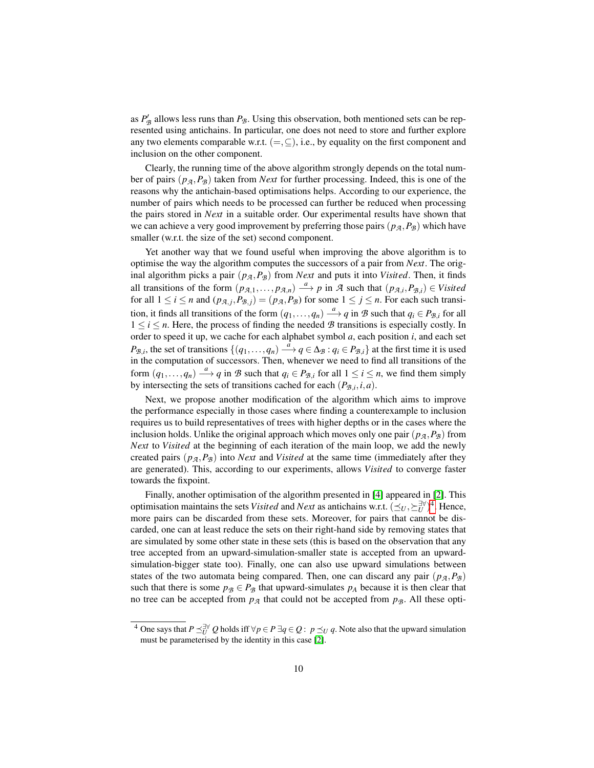as $P'_{\mathcal{B}}$ allows less runs than $P_{\mathcal{B}}$. Using this observation, both mentioned sets can be represented using antichains. In particular, one does not need to store and further explore any two elements comparable w.r.t. $(=, \subseteq)$, i.e., by equality on the first component and inclusion on the other component.

Clearly, the running time of the above algorithm strongly depends on the total number of pairs $(p_{\mathcal{A}}, P_{\mathcal{B}})$ taken from *Next* for further processing. Indeed, this is one of the reasons why the antichain-based optimisations helps. According to our experience, the number of pairs which needs to be processed can further be reduced when processing the pairs stored in *Next* in a suitable order. Our experimental results have shown that we can achieve a very good improvement by preferring those pairs $(p_{\mathcal{A}}, P_{\mathcal{B}})$ which have smaller (w.r.t. the size of the set) second component.

Yet another way that we found useful when improving the above algorithm is to optimise the way the algorithm computes the successors of a pair from *Next*. The original algorithm picks a pair $(p_{\mathcal{A}}, P_{\mathcal{B}})$ from *Next* and puts it into *Visited*. Then, it finds all transitions of the form $(p_{\mathcal{A},1}, \ldots, p_{\mathcal{A},n}) \xrightarrow{a} p$ in $\mathcal{A}$ such that $(p_{\mathcal{A},i}, P_{\mathcal{B},i}) \in \mathit{Visited}$ for all $1 \leq i \leq n$ and $(p_{\mathcal{A},j}, P_{\mathcal{B},j}) = (p_{\mathcal{A}}, P_{\mathcal{B}})$ for some $1 \leq j \leq n$. For each such transition, it finds all transitions of the form $(q_1, \ldots, q_n) \xrightarrow{a} q$ in $\mathcal{B}$ such that $q_i \in P_{\mathcal{B},i}$ for all $1 \leq i \leq n$. Here, the process of finding the needed $\mathcal{B}$ transitions is especially costly. In order to speed it up, we cache for each alphabet symbol $a$, each position $i$, and each set $P_{\mathcal{B},i}$, the set of transitions $\{(q_1, \ldots, q_n) \xrightarrow{a} q \in \Delta_{\mathcal{B}} : q_i \in P_{\mathcal{B},i}\}$ at the first time it is used in the computation of successors. Then, whenever we need to find all transitions of the form $(q_1, \ldots, q_n) \xrightarrow{a} q$ in $\mathcal{B}$ such that $q_i \in P_{\mathcal{B},i}$ for all $1 \leq i \leq n$, we find them simply by intersecting the sets of transitions cached for each $(P_{\mathcal{B},i}, i, a)$.

Next, we propose another modification of the algorithm which aims to improve the performance especially in those cases where finding a counterexample to inclusion requires us to build representatives of trees with higher depths or in the cases where the inclusion holds. Unlike the original approach which moves only one pair $(p_{\mathcal{A}}, P_{\mathcal{B}})$ from *Next* to *Visited* at the beginning of each iteration of the main loop, we add the newly created pairs $(p_{\mathcal{A}}, P_{\mathcal{B}})$ into *Next* and *Visited* at the same time (immediately after they are generated). This, according to our experiments, allows *Visited* to converge faster towards the fixpoint.

Finally, another optimisation of the algorithm presented in [4] appeared in [2]. This optimisation maintains the sets *Visited* and *Next* as antichains w.r.t. $(\preceq_U, \succeq_U^{\exists\forall})$[4]. Hence, more pairs can be discarded from these sets. Moreover, for pairs that cannot be discarded, one can at least reduce the sets on their right-hand side by removing states that are simulated by some other state in these sets (this is based on the observation that any tree accepted from an upward-simulation-smaller state is accepted from an upward-simulation-bigger state too). Finally, one can also use upward simulations between states of the two automata being compared. Then, one can discard any pair $(p_{\mathcal{A}}, P_{\mathcal{B}})$ such that there is some $p_{\mathcal{B}} \in P_{\mathcal{B}}$ that upward-simulates $p_A$ because it is then clear that no tree can be accepted from $p_{\mathcal{A}}$ that could not be accepted from $p_{\mathcal{B}}$. All these opti-

---

[4] One says that $P \preceq_U^{\exists\forall} Q$ holds iff $\forall p \in P \; \exists q \in Q : \; p \preceq_U q$. Note also that the upward simulation must be parameterised by the identity in this case [2].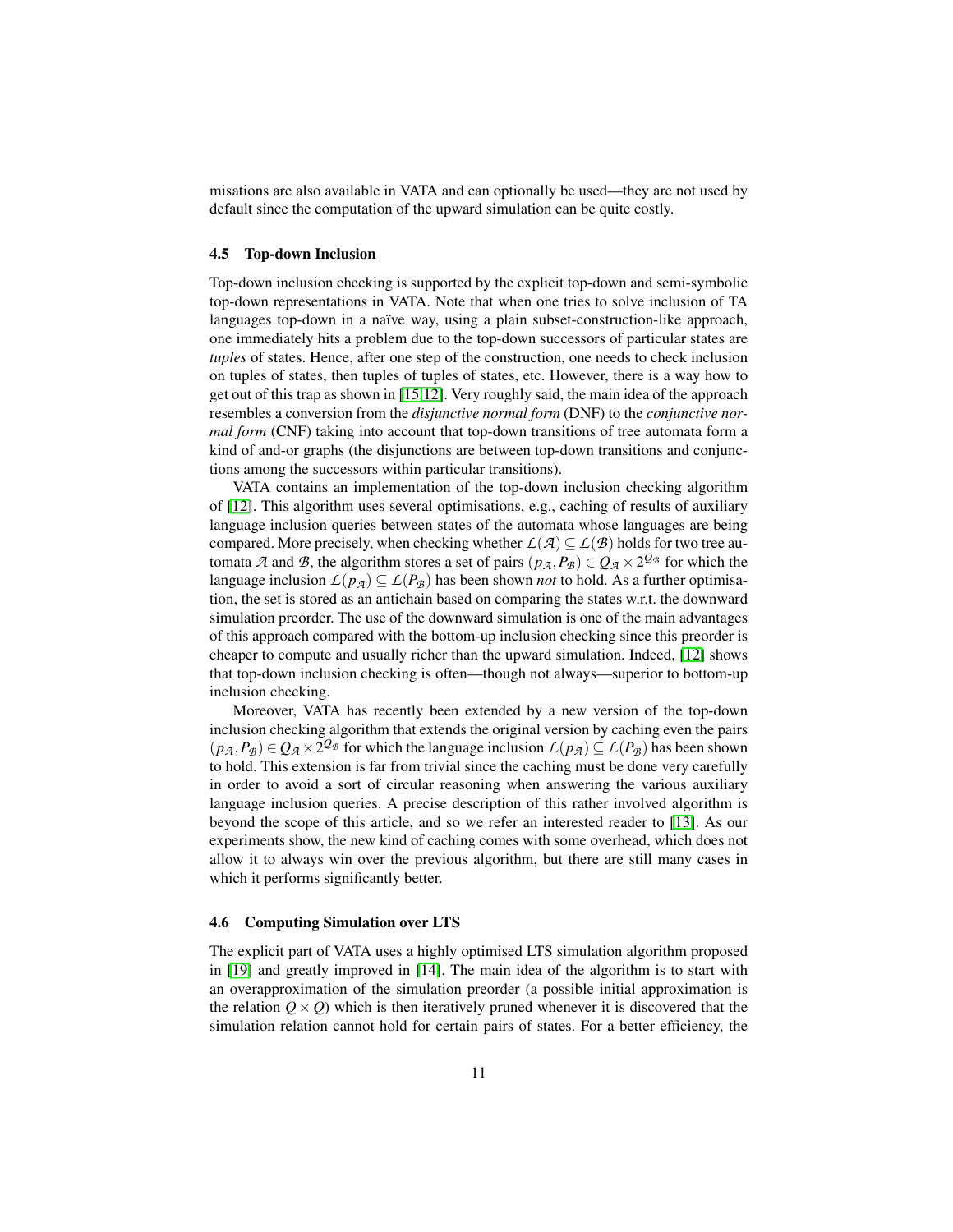misations are also available in VATA and can optionally be used—they are not used by default since the computation of the upward simulation can be quite costly.

### 4.5 Top-down Inclusion

Top-down inclusion checking is supported by the explicit top-down and semi-symbolic top-down representations in VATA. Note that when one tries to solve inclusion of TA languages top-down in a naïve way, using a plain subset-construction-like approach, one immediately hits a problem due to the top-down successors of particular states are *tuples* of states. Hence, after one step of the construction, one needs to check inclusion on tuples of states, then tuples of tuples of states, etc. However, there is a way how to get out of this trap as shown in [15,12]. Very roughly said, the main idea of the approach resembles a conversion from the *disjunctive normal form* (DNF) to the *conjunctive normal form* (CNF) taking into account that top-down transitions of tree automata form a kind of and-or graphs (the disjunctions are between top-down transitions and conjunctions among the successors within particular transitions).

VATA contains an implementation of the top-down inclusion checking algorithm of [12]. This algorithm uses several optimisations, e.g., caching of results of auxiliary language inclusion queries between states of the automata whose languages are being compared. More precisely, when checking whether $\mathcal{L}(\mathcal{A}) \subseteq \mathcal{L}(\mathcal{B})$ holds for two tree automata $\mathcal{A}$ and $\mathcal{B}$, the algorithm stores a set of pairs $(p_{\mathcal{A}}, P_{\mathcal{B}}) \in Q_{\mathcal{A}} \times 2^{Q_{\mathcal{B}}}$ for which the language inclusion $\mathcal{L}(p_{\mathcal{A}}) \subseteq \mathcal{L}(P_{\mathcal{B}})$ has been shown *not* to hold. As a further optimisation, the set is stored as an antichain based on comparing the states w.r.t. the downward simulation preorder. The use of the downward simulation is one of the main advantages of this approach compared with the bottom-up inclusion checking since this preorder is cheaper to compute and usually richer than the upward simulation. Indeed, [12] shows that top-down inclusion checking is often—though not always—superior to bottom-up inclusion checking.

Moreover, VATA has recently been extended by a new version of the top-down inclusion checking algorithm that extends the original version by caching even the pairs $(p_{\mathcal{A}}, P_{\mathcal{B}}) \in Q_{\mathcal{A}} \times 2^{Q_{\mathcal{B}}}$ for which the language inclusion $\mathcal{L}(p_{\mathcal{A}}) \subseteq \mathcal{L}(P_{\mathcal{B}})$ has been shown to hold. This extension is far from trivial since the caching must be done very carefully in order to avoid a sort of circular reasoning when answering the various auxiliary language inclusion queries. A precise description of this rather involved algorithm is beyond the scope of this article, and so we refer an interested reader to [13]. As our experiments show, the new kind of caching comes with some overhead, which does not allow it to always win over the previous algorithm, but there are still many cases in which it performs significantly better.

### 4.6 Computing Simulation over LTS

The explicit part of VATA uses a highly optimised LTS simulation algorithm proposed in [19] and greatly improved in [14]. The main idea of the algorithm is to start with an overapproximation of the simulation preorder (a possible initial approximation is the relation $Q \times Q$) which is then iteratively pruned whenever it is discovered that the simulation relation cannot hold for certain pairs of states. For a better efficiency, the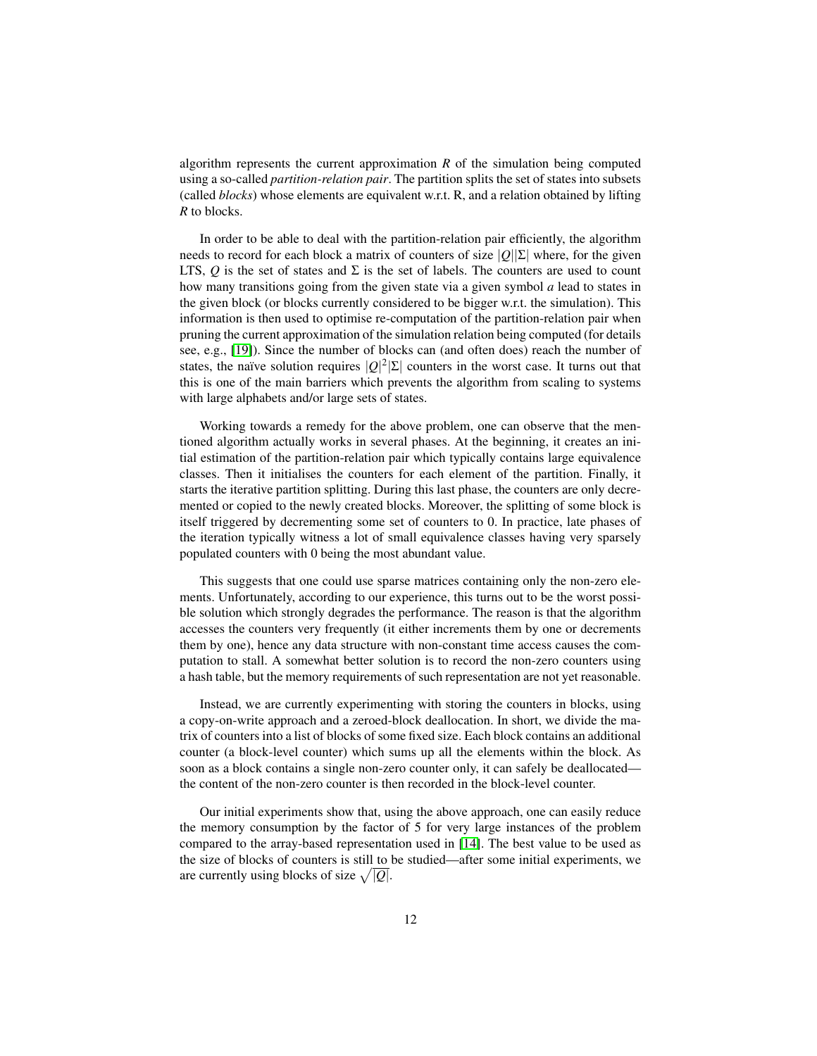algorithm represents the current approximation $R$ of the simulation being computed using a so-called *partition-relation pair*. The partition splits the set of states into subsets (called *blocks*) whose elements are equivalent w.r.t. R, and a relation obtained by lifting $R$ to blocks.

In order to be able to deal with the partition-relation pair efficiently, the algorithm needs to record for each block a matrix of counters of size $|Q||\Sigma|$ where, for the given LTS, $Q$ is the set of states and $\Sigma$ is the set of labels. The counters are used to count how many transitions going from the given state via a given symbol $a$ lead to states in the given block (or blocks currently considered to be bigger w.r.t. the simulation). This information is then used to optimise re-computation of the partition-relation pair when pruning the current approximation of the simulation relation being computed (for details see, e.g., [19]). Since the number of blocks can (and often does) reach the number of states, the naïve solution requires $|Q|^2|\Sigma|$ counters in the worst case. It turns out that this is one of the main barriers which prevents the algorithm from scaling to systems with large alphabets and/or large sets of states.

Working towards a remedy for the above problem, one can observe that the mentioned algorithm actually works in several phases. At the beginning, it creates an initial estimation of the partition-relation pair which typically contains large equivalence classes. Then it initialises the counters for each element of the partition. Finally, it starts the iterative partition splitting. During this last phase, the counters are only decremented or copied to the newly created blocks. Moreover, the splitting of some block is itself triggered by decrementing some set of counters to 0. In practice, late phases of the iteration typically witness a lot of small equivalence classes having very sparsely populated counters with 0 being the most abundant value.

This suggests that one could use sparse matrices containing only the non-zero elements. Unfortunately, according to our experience, this turns out to be the worst possible solution which strongly degrades the performance. The reason is that the algorithm accesses the counters very frequently (it either increments them by one or decrements them by one), hence any data structure with non-constant time access causes the computation to stall. A somewhat better solution is to record the non-zero counters using a hash table, but the memory requirements of such representation are not yet reasonable.

Instead, we are currently experimenting with storing the counters in blocks, using a copy-on-write approach and a zeroed-block deallocation. In short, we divide the matrix of counters into a list of blocks of some fixed size. Each block contains an additional counter (a block-level counter) which sums up all the elements within the block. As soon as a block contains a single non-zero counter only, it can safely be deallocated—the content of the non-zero counter is then recorded in the block-level counter.

Our initial experiments show that, using the above approach, one can easily reduce the memory consumption by the factor of 5 for very large instances of the problem compared to the array-based representation used in [14]. The best value to be used as the size of blocks of counters is still to be studied—after some initial experiments, we are currently using blocks of size $\sqrt{|Q|}$.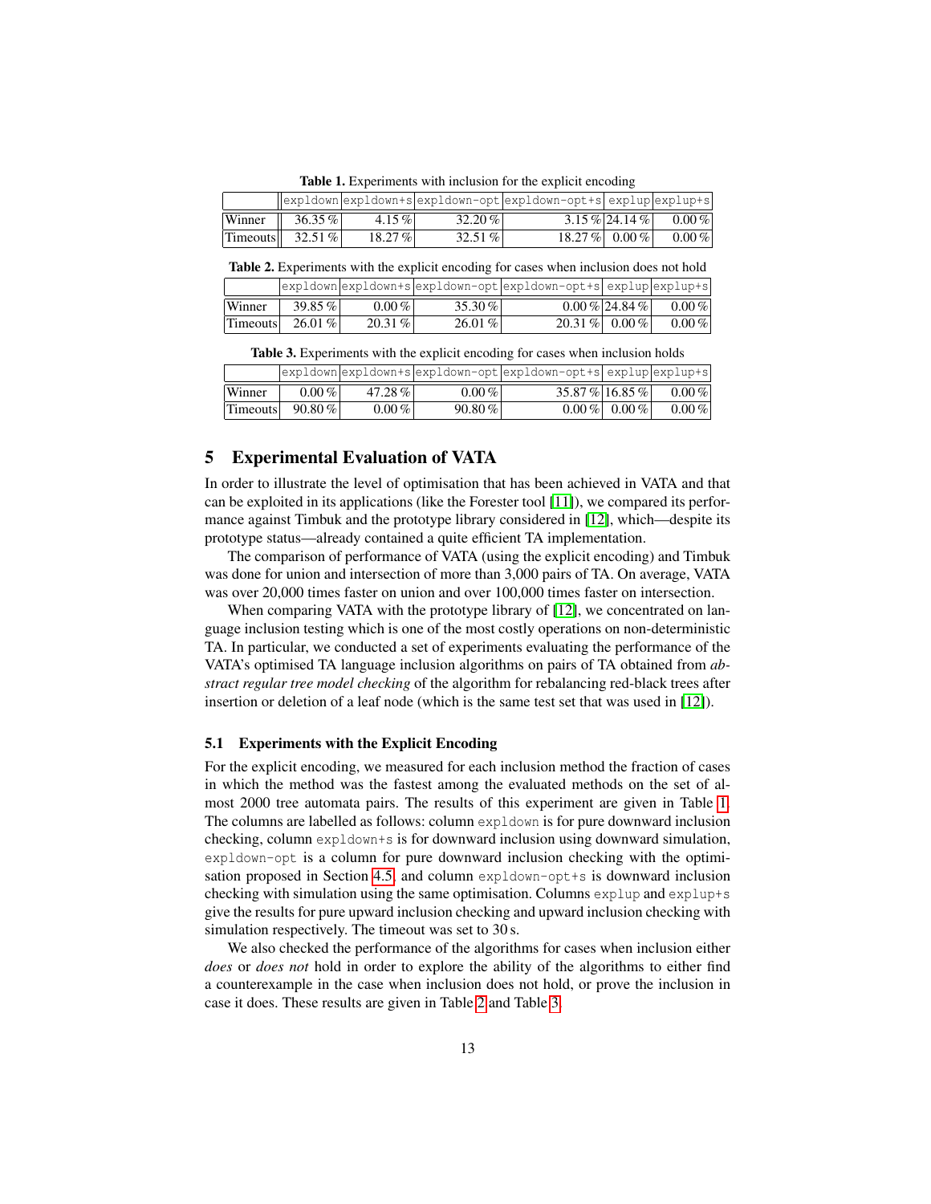**Table 1.** Experiments with inclusion for the explicit encoding

| | expldown | expldown+s | expldown-opt | expldown-opt+s | explup | explup+s |
|---|---|---|---|---|---|---|
| Winner | 36.35 % | 4.15 % | 32.20 % | 3.15 % | 24.14 % | 0.00 % |
| Timeouts | 32.51 % | 18.27 % | 32.51 % | 18.27 % | 0.00 % | 0.00 % |

**Table 2.** Experiments with the explicit encoding for cases when inclusion does not hold

| | expldown | expldown+s | expldown-opt | expldown-opt+s | explup | explup+s |
|---|---|---|---|---|---|---|
| Winner | 39.85 % | 0.00 % | 35.30 % | 0.00 % | 24.84 % | 0.00 % |
| Timeouts | 26.01 % | 20.31 % | 26.01 % | 20.31 % | 0.00 % | 0.00 % |

**Table 3.** Experiments with the explicit encoding for cases when inclusion holds

| | expldown | expldown+s | expldown-opt | expldown-opt+s | explup | explup+s |
|---|---|---|---|---|---|---|
| Winner | 0.00 % | 47.28 % | 0.00 % | 35.87 % | 16.85 % | 0.00 % |
| Timeouts | 90.80 % | 0.00 % | 90.80 % | 0.00 % | 0.00 % | 0.00 % |

## 5 Experimental Evaluation of VATA

In order to illustrate the level of optimisation that has been achieved in VATA and that can be exploited in its applications (like the Forester tool [11]), we compared its performance against Timbuk and the prototype library considered in [12], which—despite its prototype status—already contained a quite efficient TA implementation.

The comparison of performance of VATA (using the explicit encoding) and Timbuk was done for union and intersection of more than 3,000 pairs of TA. On average, VATA was over 20,000 times faster on union and over 100,000 times faster on intersection.

When comparing VATA with the prototype library of [12], we concentrated on language inclusion testing which is one of the most costly operations on non-deterministic TA. In particular, we conducted a set of experiments evaluating the performance of the VATA's optimised TA language inclusion algorithms on pairs of TA obtained from *abstract regular tree model checking* of the algorithm for rebalancing red-black trees after insertion or deletion of a leaf node (which is the same test set that was used in [12]).

### 5.1 Experiments with the Explicit Encoding

For the explicit encoding, we measured for each inclusion method the fraction of cases in which the method was the fastest among the evaluated methods on the set of almost 2000 tree automata pairs. The results of this experiment are given in Table 1. The columns are labelled as follows: column `expldown` is for pure downward inclusion checking, column `expldown+s` is for downward inclusion using downward simulation, `expldown-opt` is a column for pure downward inclusion checking with the optimisation proposed in Section 4.5, and column `expldown-opt+s` is downward inclusion checking with simulation using the same optimisation. Columns `explup` and `explup+s` give the results for pure upward inclusion checking and upward inclusion checking with simulation respectively. The timeout was set to 30 s.

We also checked the performance of the algorithms for cases when inclusion either *does* or *does not* hold in order to explore the ability of the algorithms to either find a counterexample in the case when inclusion does not hold, or prove the inclusion in case it does. These results are given in Table 2 and Table 3.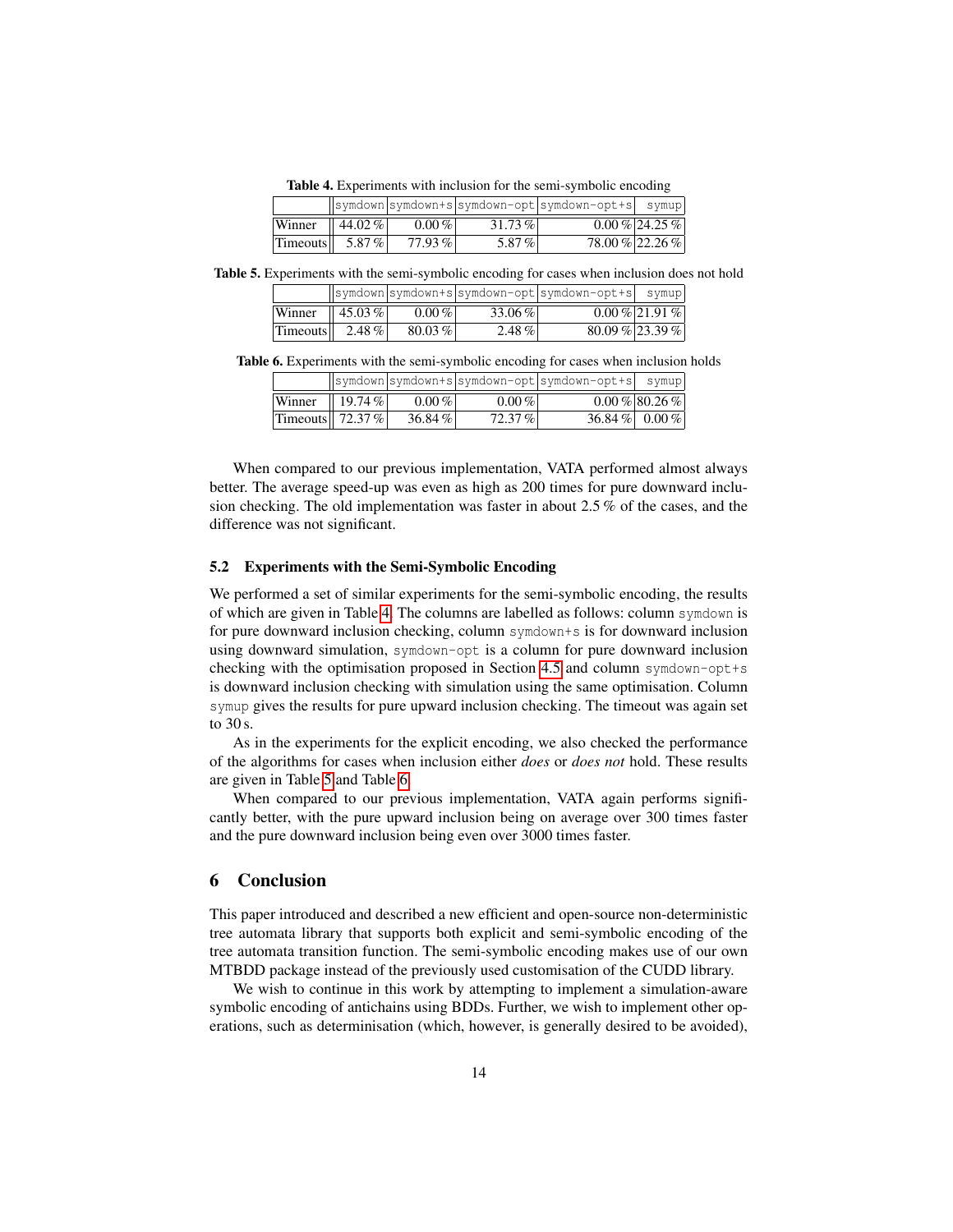**Table 4.** Experiments with inclusion for the semi-symbolic encoding

| | symdown | symdown+s | symdown-opt | symdown-opt+s | symup |
|---|---|---|---|---|---|
| Winner | 44.02 % | 0.00 % | 31.73 % | 0.00 % | 24.25 % |
| Timeouts | 5.87 % | 77.93 % | 5.87 % | 78.00 % | 22.26 % |

**Table 5.** Experiments with the semi-symbolic encoding for cases when inclusion does not hold

| | symdown | symdown+s | symdown-opt | symdown-opt+s | symup |
|---|---|---|---|---|---|
| Winner | 45.03 % | 0.00 % | 33.06 % | 0.00 % | 21.91 % |
| Timeouts | 2.48 % | 80.03 % | 2.48 % | 80.09 % | 23.39 % |

**Table 6.** Experiments with the semi-symbolic encoding for cases when inclusion holds

| | symdown | symdown+s | symdown-opt | symdown-opt+s | symup |
|---|---|---|---|---|---|
| Winner | 19.74 % | 0.00 % | 0.00 % | 0.00 % | 80.26 % |
| Timeouts | 72.37 % | 36.84 % | 72.37 % | 36.84 % | 0.00 % |

When compared to our previous implementation, VATA performed almost always better. The average speed-up was even as high as 200 times for pure downward inclusion checking. The old implementation was faster in about 2.5 % of the cases, and the difference was not significant.

### 5.2 Experiments with the Semi-Symbolic Encoding

We performed a set of similar experiments for the semi-symbolic encoding, the results of which are given in Table 4. The columns are labelled as follows: column `symdown` is for pure downward inclusion checking, column `symdown+s` is for downward inclusion using downward simulation, `symdown-opt` is a column for pure downward inclusion checking with the optimisation proposed in Section 4.5 and column `symdown-opt+s` is downward inclusion checking with simulation using the same optimisation. Column `symup` gives the results for pure upward inclusion checking. The timeout was again set to 30 s.

As in the experiments for the explicit encoding, we also checked the performance of the algorithms for cases when inclusion either *does* or *does not* hold. These results are given in Table 5 and Table 6.

When compared to our previous implementation, VATA again performs significantly better, with the pure upward inclusion being on average over 300 times faster and the pure downward inclusion being even over 3000 times faster.

## 6 Conclusion

This paper introduced and described a new efficient and open-source non-deterministic tree automata library that supports both explicit and semi-symbolic encoding of the tree automata transition function. The semi-symbolic encoding makes use of our own MTBDD package instead of the previously used customisation of the CUDD library.

We wish to continue in this work by attempting to implement a simulation-aware symbolic encoding of antichains using BDDs. Further, we wish to implement other operations, such as determinisation (which, however, is generally desired to be avoided),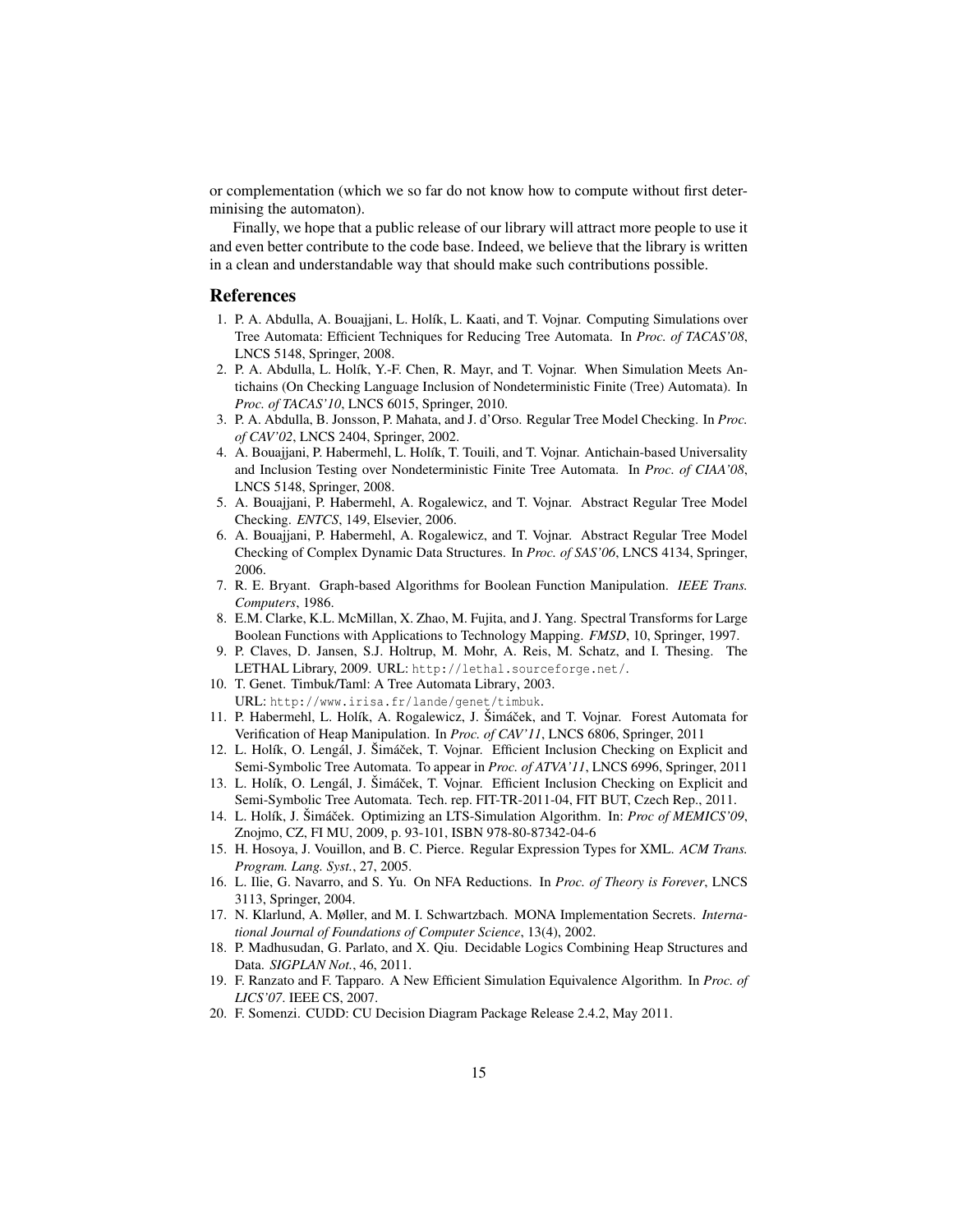or complementation (which we so far do not know how to compute without first determinising the automaton).

Finally, we hope that a public release of our library will attract more people to use it and even better contribute to the code base. Indeed, we believe that the library is written in a clean and understandable way that should make such contributions possible.

## References

1. P. A. Abdulla, A. Bouajjani, L. Holík, L. Kaati, and T. Vojnar. Computing Simulations over Tree Automata: Efficient Techniques for Reducing Tree Automata. In *Proc. of TACAS'08*, LNCS 5148, Springer, 2008.
2. P. A. Abdulla, L. Holík, Y.-F. Chen, R. Mayr, and T. Vojnar. When Simulation Meets Antichains (On Checking Language Inclusion of Nondeterministic Finite (Tree) Automata). In *Proc. of TACAS'10*, LNCS 6015, Springer, 2010.
3. P. A. Abdulla, B. Jonsson, P. Mahata, and J. d'Orso. Regular Tree Model Checking. In *Proc. of CAV'02*, LNCS 2404, Springer, 2002.
4. A. Bouajjani, P. Habermehl, L. Holík, T. Touili, and T. Vojnar. Antichain-based Universality and Inclusion Testing over Nondeterministic Finite Tree Automata. In *Proc. of CIAA'08*, LNCS 5148, Springer, 2008.
5. A. Bouajjani, P. Habermehl, A. Rogalewicz, and T. Vojnar. Abstract Regular Tree Model Checking. *ENTCS*, 149, Elsevier, 2006.
6. A. Bouajjani, P. Habermehl, A. Rogalewicz, and T. Vojnar. Abstract Regular Tree Model Checking of Complex Dynamic Data Structures. In *Proc. of SAS'06*, LNCS 4134, Springer, 2006.
7. R. E. Bryant. Graph-based Algorithms for Boolean Function Manipulation. *IEEE Trans. Computers*, 1986.
8. E.M. Clarke, K.L. McMillan, X. Zhao, M. Fujita, and J. Yang. Spectral Transforms for Large Boolean Functions with Applications to Technology Mapping. *FMSD*, 10, Springer, 1997.
9. P. Claves, D. Jansen, S.J. Holtrup, M. Mohr, A. Reis, M. Schatz, and I. Thesing. The LETHAL Library, 2009. URL: `http://lethal.sourceforge.net/`.
10. T. Genet. Timbuk/Taml: A Tree Automata Library, 2003. URL: `http://www.irisa.fr/lande/genet/timbuk`.
11. P. Habermehl, L. Holík, A. Rogalewicz, J. Šimáček, and T. Vojnar. Forest Automata for Verification of Heap Manipulation. In *Proc. of CAV'11*, LNCS 6806, Springer, 2011
12. L. Holík, O. Lengál, J. Šimáček, T. Vojnar. Efficient Inclusion Checking on Explicit and Semi-Symbolic Tree Automata. To appear in *Proc. of ATVA'11*, LNCS 6996, Springer, 2011
13. L. Holík, O. Lengál, J. Šimáček, T. Vojnar. Efficient Inclusion Checking on Explicit and Semi-Symbolic Tree Automata. Tech. rep. FIT-TR-2011-04, FIT BUT, Czech Rep., 2011.
14. L. Holík, J. Šimáček. Optimizing an LTS-Simulation Algorithm. In: *Proc of MEMICS'09*, Znojmo, CZ, FI MU, 2009, p. 93-101, ISBN 978-80-87342-04-6
15. H. Hosoya, J. Vouillon, and B. C. Pierce. Regular Expression Types for XML. *ACM Trans. Program. Lang. Syst.*, 27, 2005.
16. L. Ilie, G. Navarro, and S. Yu. On NFA Reductions. In *Proc. of Theory is Forever*, LNCS 3113, Springer, 2004.
17. N. Klarlund, A. Møller, and M. I. Schwartzbach. MONA Implementation Secrets. *International Journal of Foundations of Computer Science*, 13(4), 2002.
18. P. Madhusudan, G. Parlato, and X. Qiu. Decidable Logics Combining Heap Structures and Data. *SIGPLAN Not.*, 46, 2011.
19. F. Ranzato and F. Tapparo. A New Efficient Simulation Equivalence Algorithm. In *Proc. of LICS'07*. IEEE CS, 2007.
20. F. Somenzi. CUDD: CU Decision Diagram Package Release 2.4.2, May 2011.